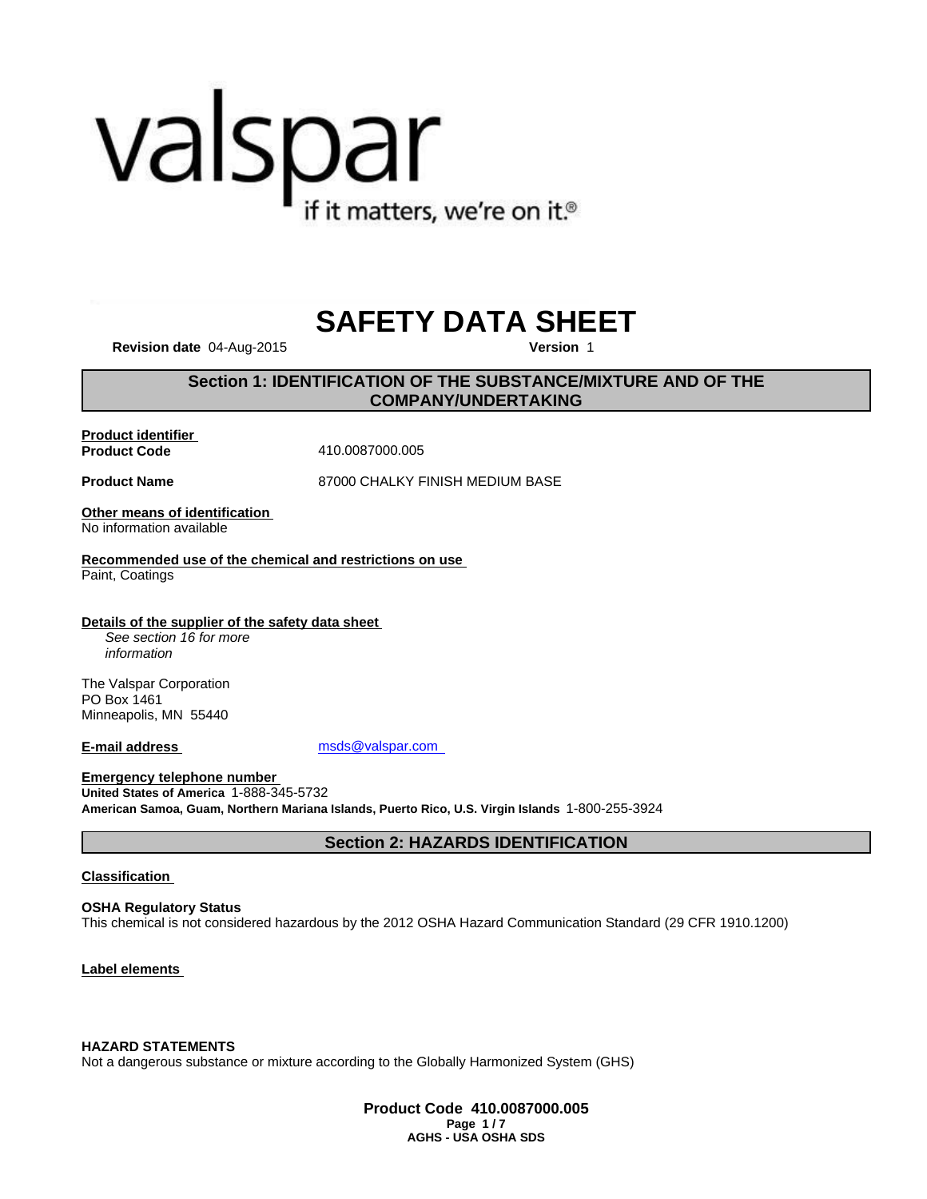valspar
if it matters, we're on it.®

# SAFETY DATA SHEET

**Revision date** 04-Aug-2015 **Version** 1

## Section 1: IDENTIFICATION OF THE SUBSTANCE/MIXTURE AND OF THE COMPANY/UNDERTAKING

**Product identifier**
**Product Code** 410.0087000.005

**Product Name** 87000 CHALKY FINISH MEDIUM BASE

**Other means of identification**
No information available

**Recommended use of the chemical and restrictions on use**
Paint, Coatings

**Details of the supplier of the safety data sheet**
*See section 16 for more information*

The Valspar Corporation
PO Box 1461
Minneapolis, MN 55440

**E-mail address** msds@valspar.com

**Emergency telephone number**
**United States of America** 1-888-345-5732
**American Samoa, Guam, Northern Mariana Islands, Puerto Rico, U.S. Virgin Islands** 1-800-255-3924

## Section 2: HAZARDS IDENTIFICATION

**Classification**

**OSHA Regulatory Status**
This chemical is not considered hazardous by the 2012 OSHA Hazard Communication Standard (29 CFR 1910.1200)

**Label elements**

**HAZARD STATEMENTS**
Not a dangerous substance or mixture according to the Globally Harmonized System (GHS)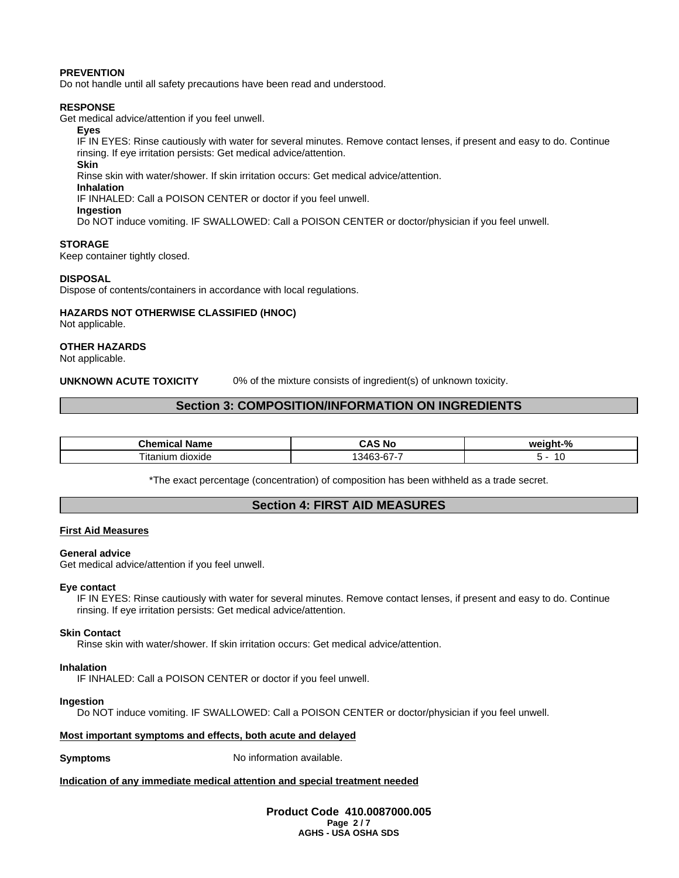**PREVENTION**
Do not handle until all safety precautions have been read and understood.

**RESPONSE**
Get medical advice/attention if you feel unwell.

**Eyes**
IF IN EYES: Rinse cautiously with water for several minutes. Remove contact lenses, if present and easy to do. Continue rinsing. If eye irritation persists: Get medical advice/attention.

**Skin**
Rinse skin with water/shower. If skin irritation occurs: Get medical advice/attention.

**Inhalation**
IF INHALED: Call a POISON CENTER or doctor if you feel unwell.

**Ingestion**
Do NOT induce vomiting. IF SWALLOWED: Call a POISON CENTER or doctor/physician if you feel unwell.

**STORAGE**
Keep container tightly closed.

**DISPOSAL**
Dispose of contents/containers in accordance with local regulations.

**HAZARDS NOT OTHERWISE CLASSIFIED (HNOC)**
Not applicable.

**OTHER HAZARDS**
Not applicable.

**UNKNOWN ACUTE TOXICITY** 0% of the mixture consists of ingredient(s) of unknown toxicity.

## Section 3: COMPOSITION/INFORMATION ON INGREDIENTS

| Chemical Name | CAS No | weight-% |
|---|---|---|
| Titanium dioxide | 13463-67-7 | 5 - 10 |

*The exact percentage (concentration) of composition has been withheld as a trade secret.

## Section 4: FIRST AID MEASURES

**First Aid Measures**

**General advice**
Get medical advice/attention if you feel unwell.

**Eye contact**
IF IN EYES: Rinse cautiously with water for several minutes. Remove contact lenses, if present and easy to do. Continue rinsing. If eye irritation persists: Get medical advice/attention.

**Skin Contact**
Rinse skin with water/shower. If skin irritation occurs: Get medical advice/attention.

**Inhalation**
IF INHALED: Call a POISON CENTER or doctor if you feel unwell.

**Ingestion**
Do NOT induce vomiting. IF SWALLOWED: Call a POISON CENTER or doctor/physician if you feel unwell.

**Most important symptoms and effects, both acute and delayed**

**Symptoms** No information available.

**Indication of any immediate medical attention and special treatment needed**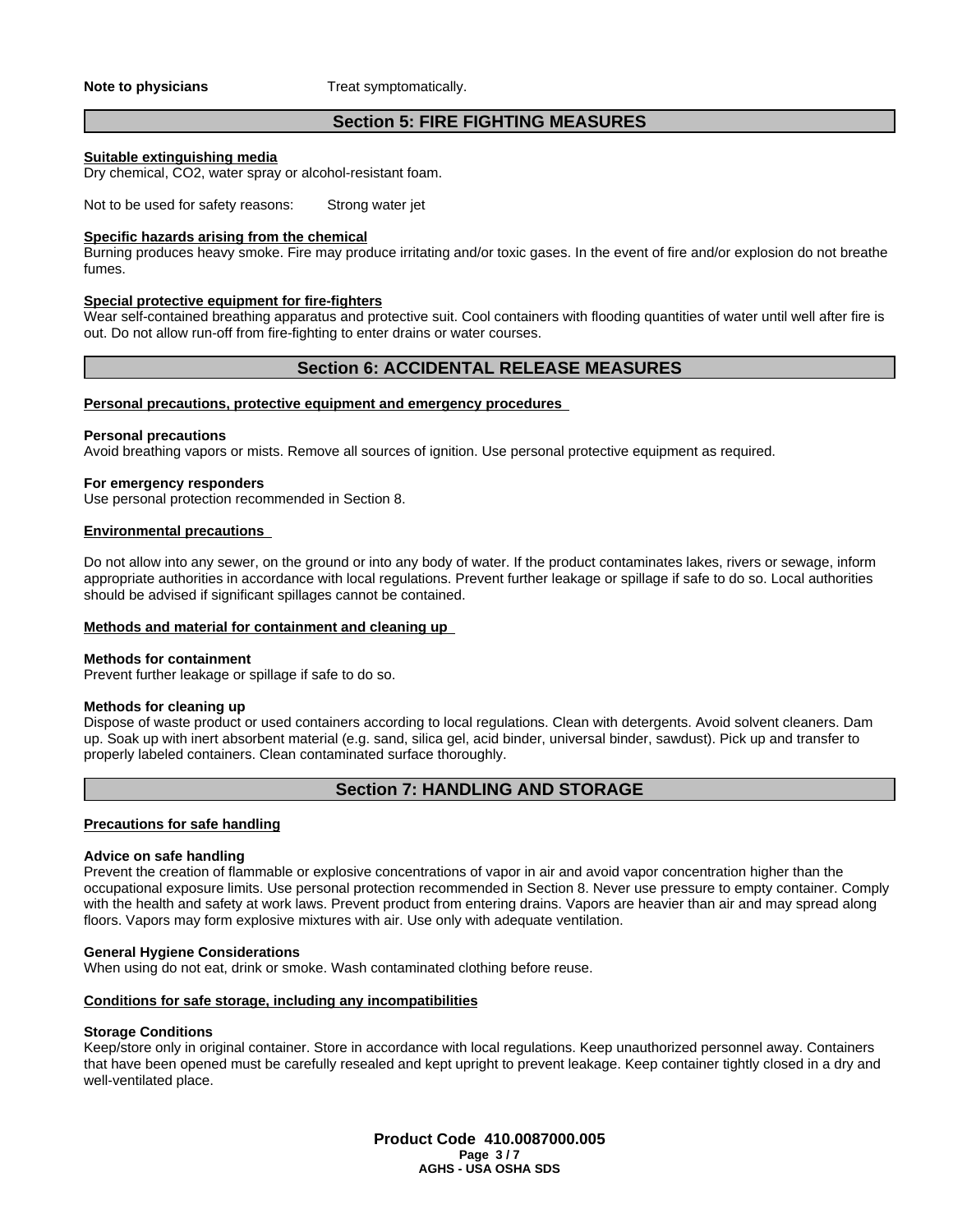**Note to physicians** Treat symptomatically.

## Section 5: FIRE FIGHTING MEASURES

**Suitable extinguishing media**

Dry chemical, $CO_2$, water spray or alcohol-resistant foam.

Not to be used for safety reasons: Strong water jet

**Specific hazards arising from the chemical**

Burning produces heavy smoke. Fire may produce irritating and/or toxic gases. In the event of fire and/or explosion do not breathe fumes.

**Special protective equipment for fire-fighters**

Wear self-contained breathing apparatus and protective suit. Cool containers with flooding quantities of water until well after fire is out. Do not allow run-off from fire-fighting to enter drains or water courses.

## Section 6: ACCIDENTAL RELEASE MEASURES

**Personal precautions, protective equipment and emergency procedures**

**Personal precautions**

Avoid breathing vapors or mists. Remove all sources of ignition. Use personal protective equipment as required.

**For emergency responders**

Use personal protection recommended in Section 8.

**Environmental precautions**

Do not allow into any sewer, on the ground or into any body of water. If the product contaminates lakes, rivers or sewage, inform appropriate authorities in accordance with local regulations. Prevent further leakage or spillage if safe to do so. Local authorities should be advised if significant spillages cannot be contained.

**Methods and material for containment and cleaning up**

**Methods for containment**

Prevent further leakage or spillage if safe to do so.

**Methods for cleaning up**

Dispose of waste product or used containers according to local regulations. Clean with detergents. Avoid solvent cleaners. Dam up. Soak up with inert absorbent material (e.g. sand, silica gel, acid binder, universal binder, sawdust). Pick up and transfer to properly labeled containers. Clean contaminated surface thoroughly.

## Section 7: HANDLING AND STORAGE

**Precautions for safe handling**

**Advice on safe handling**

Prevent the creation of flammable or explosive concentrations of vapor in air and avoid vapor concentration higher than the occupational exposure limits. Use personal protection recommended in Section 8. Never use pressure to empty container. Comply with the health and safety at work laws. Prevent product from entering drains. Vapors are heavier than air and may spread along floors. Vapors may form explosive mixtures with air. Use only with adequate ventilation.

**General Hygiene Considerations**

When using do not eat, drink or smoke. Wash contaminated clothing before reuse.

**Conditions for safe storage, including any incompatibilities**

**Storage Conditions**

Keep/store only in original container. Store in accordance with local regulations. Keep unauthorized personnel away. Containers that have been opened must be carefully resealed and kept upright to prevent leakage. Keep container tightly closed in a dry and well-ventilated place.

**Product Code 410.0087000.005**

**AGHS - USA OSHA SDS**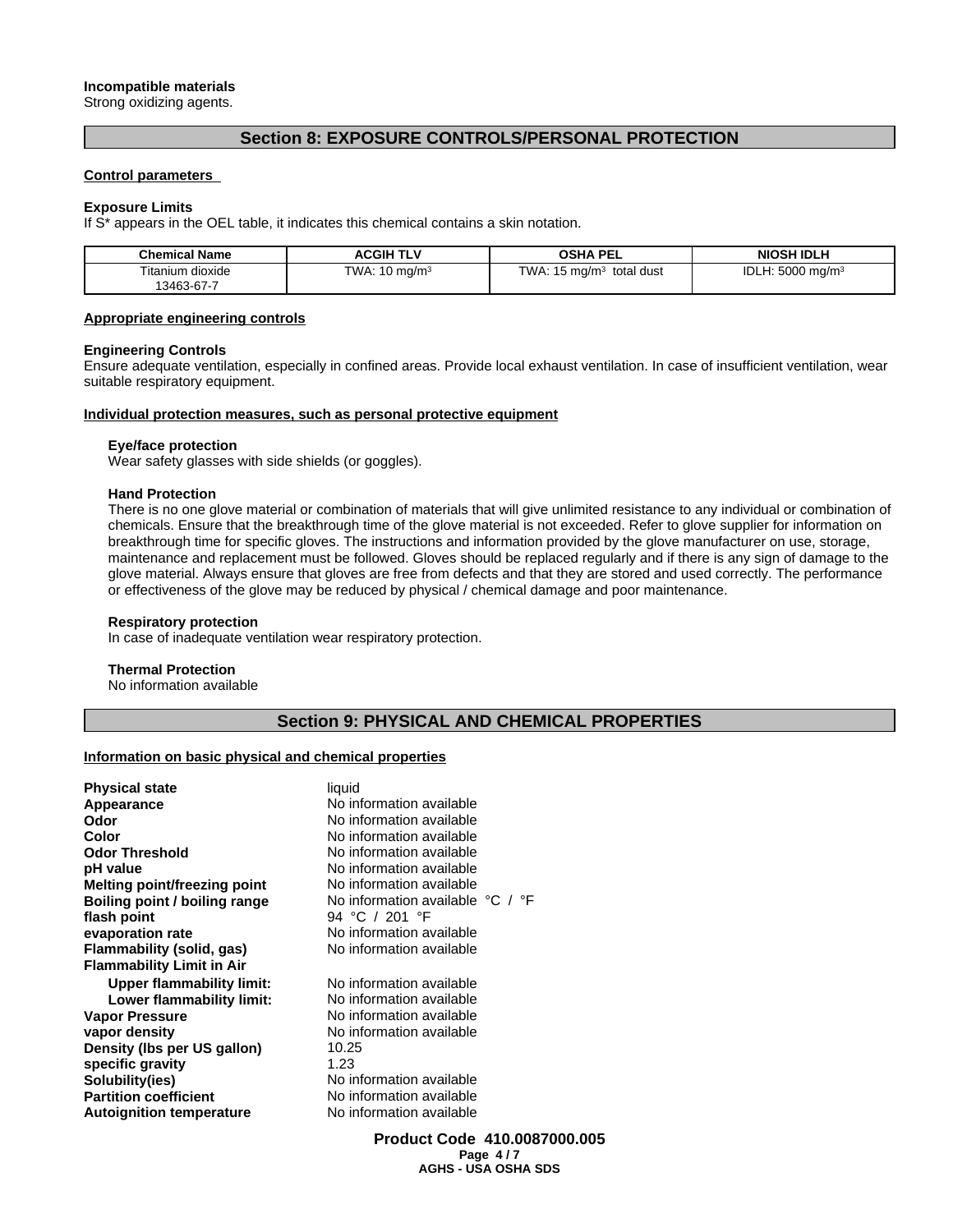**Incompatible materials**
Strong oxidizing agents.

## Section 8: EXPOSURE CONTROLS/PERSONAL PROTECTION

**Control parameters**

**Exposure Limits**
If S* appears in the OEL table, it indicates this chemical contains a skin notation.

| Chemical Name | ACGIH TLV | OSHA PEL | NIOSH IDLH |
|---|---|---|---|
| Titanium dioxide 13463-67-7 | TWA: 10 mg/m$^3$ | TWA: 15 mg/m$^3$ total dust | IDLH: 5000 mg/m$^3$ |

**Appropriate engineering controls**

**Engineering Controls**
Ensure adequate ventilation, especially in confined areas. Provide local exhaust ventilation. In case of insufficient ventilation, wear suitable respiratory equipment.

**Individual protection measures, such as personal protective equipment**

**Eye/face protection**
Wear safety glasses with side shields (or goggles).

**Hand Protection**
There is no one glove material or combination of materials that will give unlimited resistance to any individual or combination of chemicals. Ensure that the breakthrough time of the glove material is not exceeded. Refer to glove supplier for information on breakthrough time for specific gloves. The instructions and information provided by the glove manufacturer on use, storage, maintenance and replacement must be followed. Gloves should be replaced regularly and if there is any sign of damage to the glove material. Always ensure that gloves are free from defects and that they are stored and used correctly. The performance or effectiveness of the glove may be reduced by physical / chemical damage and poor maintenance.

**Respiratory protection**
In case of inadequate ventilation wear respiratory protection.

**Thermal Protection**
No information available

## Section 9: PHYSICAL AND CHEMICAL PROPERTIES

**Information on basic physical and chemical properties**

| | |
|---|---|
| **Physical state** | liquid |
| **Appearance** | No information available |
| **Odor** | No information available |
| **Color** | No information available |
| **Odor Threshold** | No information available |
| **pH value** | No information available |
| **Melting point/freezing point** | No information available |
| **Boiling point / boiling range** | No information available °C / °F |
| **flash point** | 94 °C / 201 °F |
| **evaporation rate** | No information available |
| **Flammability (solid, gas)** | No information available |
| **Flammability Limit in Air** | |
| **Upper flammability limit:** | No information available |
| **Lower flammability limit:** | No information available |
| **Vapor Pressure** | No information available |
| **vapor density** | No information available |
| **Density (lbs per US gallon)** | 10.25 |
| **specific gravity** | 1.23 |
| **Solubility(ies)** | No information available |
| **Partition coefficient** | No information available |
| **Autoignition temperature** | No information available |

**Product Code 410.0087000.005**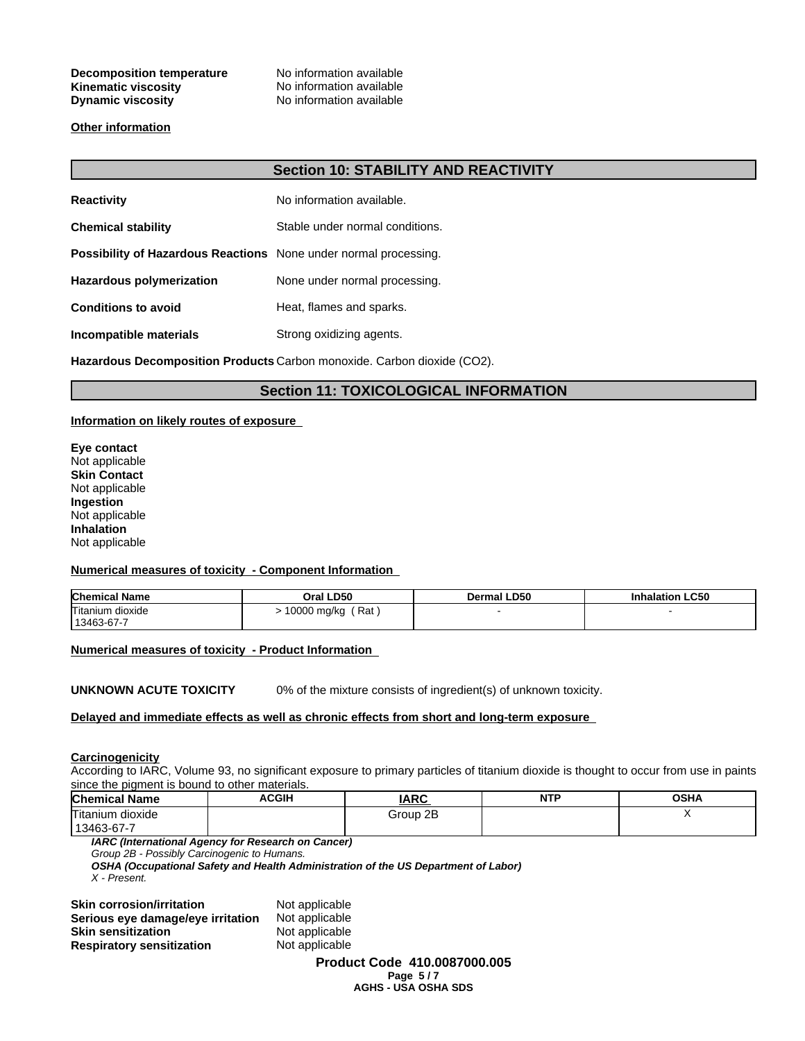**Decomposition temperature** No information available
**Kinematic viscosity** No information available
**Dynamic viscosity** No information available

**Other information**

## Section 10: STABILITY AND REACTIVITY

**Reactivity** No information available.

**Chemical stability** Stable under normal conditions.

**Possibility of Hazardous Reactions** None under normal processing.

**Hazardous polymerization** None under normal processing.

**Conditions to avoid** Heat, flames and sparks.

**Incompatible materials** Strong oxidizing agents.

**Hazardous Decomposition Products** Carbon monoxide. Carbon dioxide ($CO_2$).

## Section 11: TOXICOLOGICAL INFORMATION

**Information on likely routes of exposure**

**Eye contact**
Not applicable
**Skin Contact**
Not applicable
**Ingestion**
Not applicable
**Inhalation**
Not applicable

**Numerical measures of toxicity - Component Information**

| Chemical Name | Oral LD50 | Dermal LD50 | Inhalation LC50 |
|---|---|---|---|
| Titanium dioxide 13463-67-7 | > 10000 mg/kg ( Rat ) | - | - |

**Numerical measures of toxicity - Product Information**

**UNKNOWN ACUTE TOXICITY** 0% of the mixture consists of ingredient(s) of unknown toxicity.

**Delayed and immediate effects as well as chronic effects from short and long-term exposure**

**Carcinogenicity**
According to IARC, Volume 93, no significant exposure to primary particles of titanium dioxide is thought to occur from use in paints since the pigment is bound to other materials.

| Chemical Name | ACGIH | IARC | NTP | OSHA |
|---|---|---|---|---|
| Titanium dioxide 13463-67-7 | | Group 2B | | X |

***IARC (International Agency for Research on Cancer)***
*Group 2B - Possibly Carcinogenic to Humans.*
***OSHA (Occupational Safety and Health Administration of the US Department of Labor)***
*X - Present.*

**Skin corrosion/irritation** Not applicable
**Serious eye damage/eye irritation** Not applicable
**Skin sensitization** Not applicable
**Respiratory sensitization** Not applicable

**Product Code 410.0087000.005**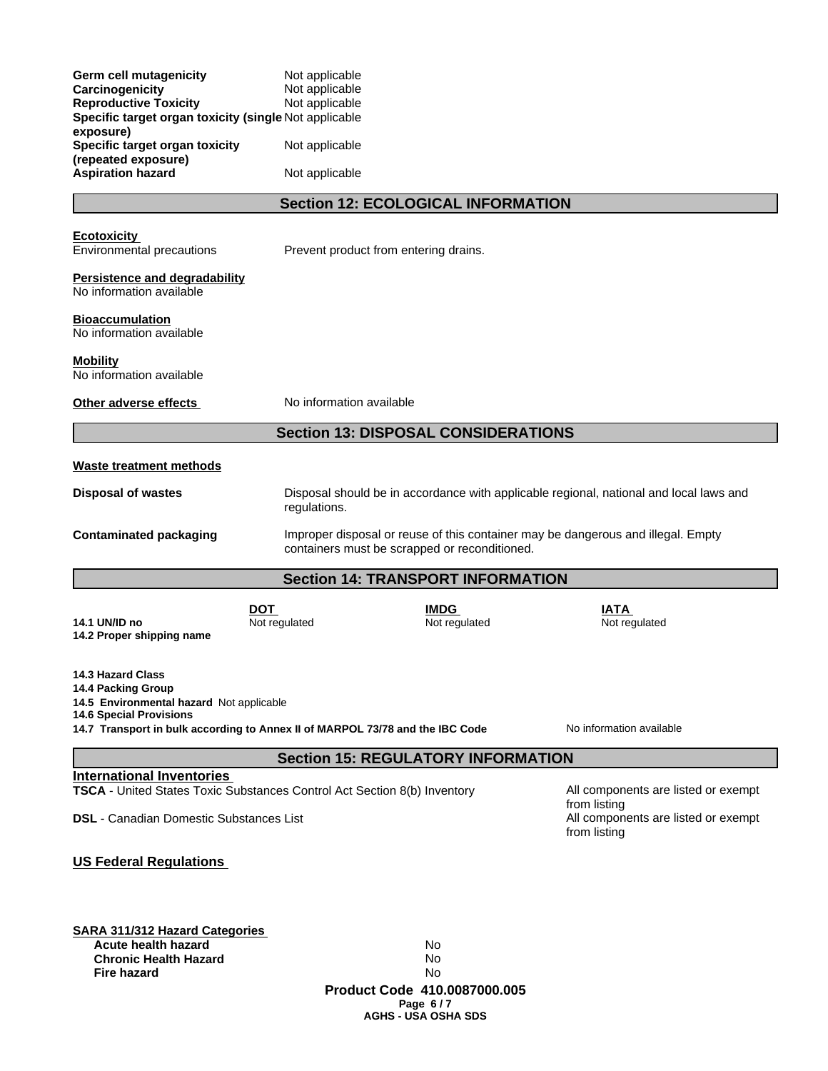| | |
|---|---|
| **Germ cell mutagenicity** | Not applicable |
| **Carcinogenicity** | Not applicable |
| **Reproductive Toxicity** | Not applicable |
| **Specific target organ toxicity (single exposure)** | Not applicable |
| **Specific target organ toxicity (repeated exposure)** | Not applicable |
| **Aspiration hazard** | Not applicable |

## Section 12: ECOLOGICAL INFORMATION

**Ecotoxicity**

Environmental precautions — Prevent product from entering drains.

**Persistence and degradability**

No information available

**Bioaccumulation**

No information available

**Mobility**

No information available

**Other adverse effects** — No information available

## Section 13: DISPOSAL CONSIDERATIONS

**Waste treatment methods**

**Disposal of wastes** — Disposal should be in accordance with applicable regional, national and local laws and regulations.

**Contaminated packaging** — Improper disposal or reuse of this container may be dangerous and illegal. Empty containers must be scrapped or reconditioned.

## Section 14: TRANSPORT INFORMATION

| | DOT | IMDG | IATA |
|---|---|---|---|
| **14.1 UN/ID no** | Not regulated | Not regulated | Not regulated |
| **14.2 Proper shipping name** | | | |

**14.3 Hazard Class**
**14.4 Packing Group**
**14.5 Environmental hazard** Not applicable
**14.6 Special Provisions**
**14.7 Transport in bulk according to Annex II of MARPOL 73/78 and the IBC Code** — No information available

## Section 15: REGULATORY INFORMATION

**International Inventories**

| | |
|---|---|
| **TSCA** - United States Toxic Substances Control Act Section 8(b) Inventory | All components are listed or exempt from listing |
| **DSL** - Canadian Domestic Substances List | All components are listed or exempt from listing |

**US Federal Regulations**

**SARA 311/312 Hazard Categories**

| | |
|---|---|
| **Acute health hazard** | No |
| **Chronic Health Hazard** | No |
| **Fire hazard** | No |

**Product Code 410.0087000.005**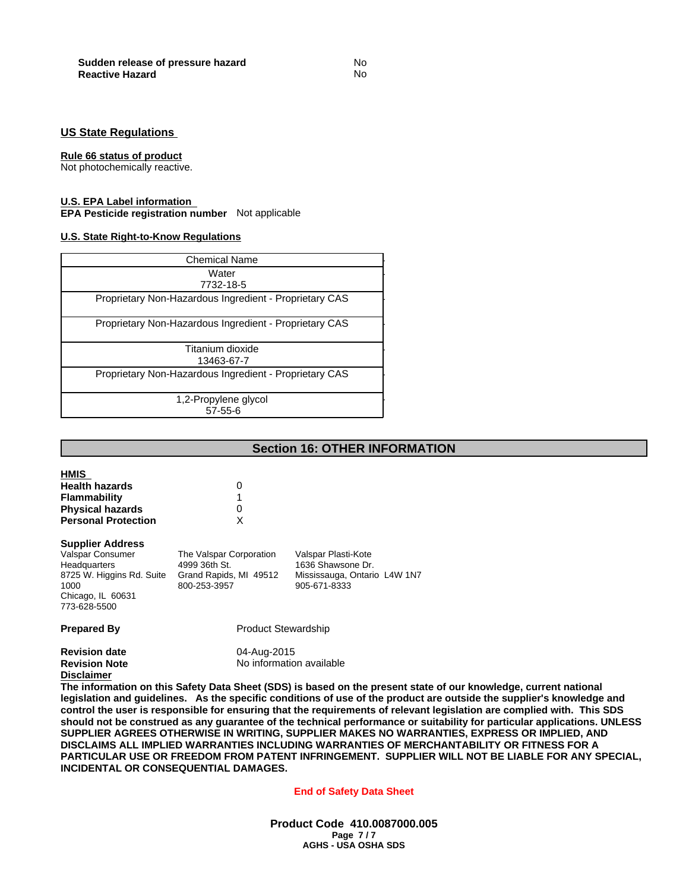| | |
|---|---|
| **Sudden release of pressure hazard** | No |
| **Reactive Hazard** | No |

## US State Regulations

**Rule 66 status of product**
Not photochemically reactive.

**U.S. EPA Label information**
**EPA Pesticide registration number** Not applicable

**U.S. State Right-to-Know Regulations**

| Chemical Name |
|---|
| Water<br>7732-18-5 |
| Proprietary Non-Hazardous Ingredient - Proprietary CAS |
| Proprietary Non-Hazardous Ingredient - Proprietary CAS |
| Titanium dioxide<br>13463-67-7 |
| Proprietary Non-Hazardous Ingredient - Proprietary CAS |
| 1,2-Propylene glycol<br>57-55-6 |

## Section 16: OTHER INFORMATION

**HMIS**

| | |
|---|---|
| **Health hazards** | 0 |
| **Flammability** | 1 |
| **Physical hazards** | 0 |
| **Personal Protection** | X |

**Supplier Address**

Valspar Consumer Headquarters
8725 W. Higgins Rd. Suite 1000
Chicago, IL 60631
773-628-5500

The Valspar Corporation
4999 36th St.
Grand Rapids, MI 49512
800-253-3957

Valspar Plasti-Kote
1636 Shawsone Dr.
Mississauga, Ontario L4W 1N7
905-671-8333

**Prepared By** Product Stewardship

**Revision date** 04-Aug-2015
**Revision Note** No information available

**Disclaimer**

**The information on this Safety Data Sheet (SDS) is based on the present state of our knowledge, current national legislation and guidelines. As the specific conditions of use of the product are outside the supplier's knowledge and control the user is responsible for ensuring that the requirements of relevant legislation are complied with. This SDS should not be construed as any guarantee of the technical performance or suitability for particular applications. UNLESS SUPPLIER AGREES OTHERWISE IN WRITING, SUPPLIER MAKES NO WARRANTIES, EXPRESS OR IMPLIED, AND DISCLAIMS ALL IMPLIED WARRANTIES INCLUDING WARRANTIES OF MERCHANTABILITY OR FITNESS FOR A PARTICULAR USE OR FREEDOM FROM PATENT INFRINGEMENT. SUPPLIER WILL NOT BE LIABLE FOR ANY SPECIAL, INCIDENTAL OR CONSEQUENTIAL DAMAGES.**

**End of Safety Data Sheet**